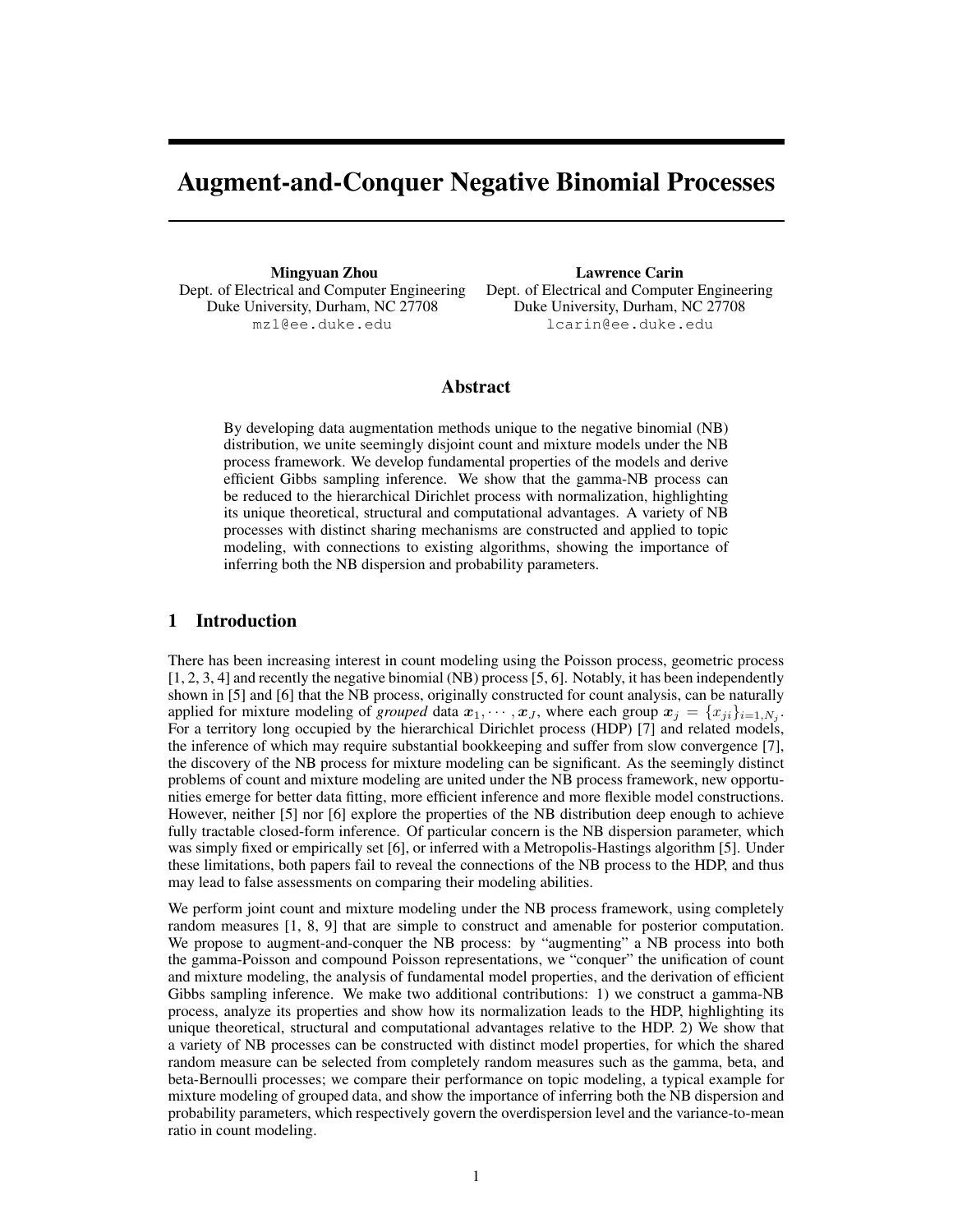# Augment-and-Conquer Negative Binomial Processes

**Mingyuan Zhou**
Dept. of Electrical and Computer Engineering
Duke University, Durham, NC 27708
`mz1@ee.duke.edu`

**Lawrence Carin**
Dept. of Electrical and Computer Engineering
Duke University, Durham, NC 27708
`lcarin@ee.duke.edu`

## Abstract

By developing data augmentation methods unique to the negative binomial (NB) distribution, we unite seemingly disjoint count and mixture models under the NB process framework. We develop fundamental properties of the models and derive efficient Gibbs sampling inference. We show that the gamma-NB process can be reduced to the hierarchical Dirichlet process with normalization, highlighting its unique theoretical, structural and computational advantages. A variety of NB processes with distinct sharing mechanisms are constructed and applied to topic modeling, with connections to existing algorithms, showing the importance of inferring both the NB dispersion and probability parameters.

## 1 Introduction

There has been increasing interest in count modeling using the Poisson process, geometric process [1, 2, 3, 4] and recently the negative binomial (NB) process [5, 6]. Notably, it has been independently shown in [5] and [6] that the NB process, originally constructed for count analysis, can be naturally applied for mixture modeling of *grouped* data $\boldsymbol{x}_1, \cdots, \boldsymbol{x}_J$, where each group $\boldsymbol{x}_j = \{x_{ji}\}_{i=1,N_j}$. For a territory long occupied by the hierarchical Dirichlet process (HDP) [7] and related models, the inference of which may require substantial bookkeeping and suffer from slow convergence [7], the discovery of the NB process for mixture modeling can be significant. As the seemingly distinct problems of count and mixture modeling are united under the NB process framework, new opportunities emerge for better data fitting, more efficient inference and more flexible model constructions. However, neither [5] nor [6] explore the properties of the NB distribution deep enough to achieve fully tractable closed-form inference. Of particular concern is the NB dispersion parameter, which was simply fixed or empirically set [6], or inferred with a Metropolis-Hastings algorithm [5]. Under these limitations, both papers fail to reveal the connections of the NB process to the HDP, and thus may lead to false assessments on comparing their modeling abilities.

We perform joint count and mixture modeling under the NB process framework, using completely random measures [1, 8, 9] that are simple to construct and amenable for posterior computation. We propose to augment-and-conquer the NB process: by "augmenting" a NB process into both the gamma-Poisson and compound Poisson representations, we "conquer" the unification of count and mixture modeling, the analysis of fundamental model properties, and the derivation of efficient Gibbs sampling inference. We make two additional contributions: 1) we construct a gamma-NB process, analyze its properties and show how its normalization leads to the HDP, highlighting its unique theoretical, structural and computational advantages relative to the HDP. 2) We show that a variety of NB processes can be constructed with distinct model properties, for which the shared random measure can be selected from completely random measures such as the gamma, beta, and beta-Bernoulli processes; we compare their performance on topic modeling, a typical example for mixture modeling of grouped data, and show the importance of inferring both the NB dispersion and probability parameters, which respectively govern the overdispersion level and the variance-to-mean ratio in count modeling.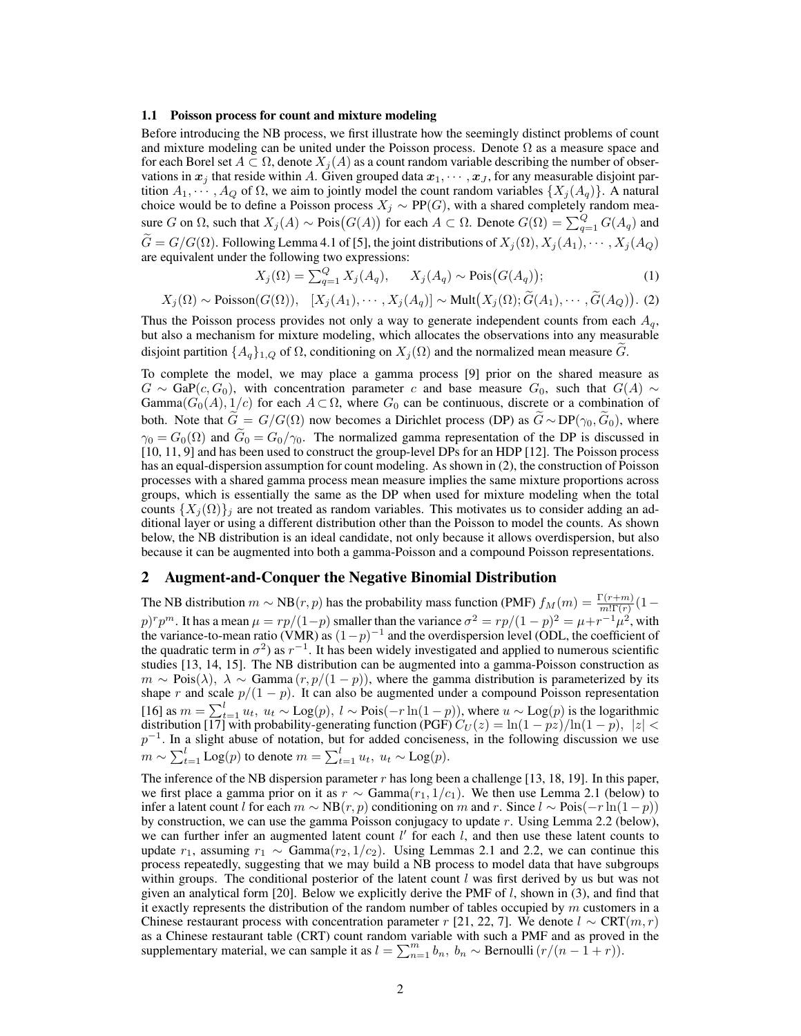### 1.1 Poisson process for count and mixture modeling

Before introducing the NB process, we first illustrate how the seemingly distinct problems of count and mixture modeling can be united under the Poisson process. Denote $\Omega$ as a measure space and for each Borel set $A \subset \Omega$, denote $X_j(A)$ as a count random variable describing the number of observations in $\boldsymbol{x}_j$ that reside within $A$. Given grouped data $\boldsymbol{x}_1, \cdots, \boldsymbol{x}_J$, for any measurable disjoint partition $A_1, \cdots, A_Q$ of $\Omega$, we aim to jointly model the count random variables $\{X_j(A_q)\}$. A natural choice would be to define a Poisson process $X_j \sim \mathrm{PP}(G)$, with a shared completely random measure $G$ on $\Omega$, such that $X_j(A) \sim \mathrm{Pois}\big(G(A)\big)$ for each $A \subset \Omega$. Denote $G(\Omega) = \sum_{q=1}^{Q} G(A_q)$ and $\widetilde{G} = G/G(\Omega)$. Following Lemma 4.1 of [5], the joint distributions of $X_j(\Omega), X_j(A_1), \cdots, X_j(A_Q)$ are equivalent under the following two expressions:

$$X_j(\Omega) = \textstyle\sum_{q=1}^{Q} X_j(A_q), \qquad X_j(A_q) \sim \mathrm{Pois}\big(G(A_q)\big); \tag{1}$$

$$X_j(\Omega) \sim \mathrm{Poisson}(G(\Omega)), \quad [X_j(A_1), \cdots, X_j(A_Q)] \sim \mathrm{Mult}\big(X_j(\Omega); \widetilde{G}(A_1), \cdots, \widetilde{G}(A_Q)\big). \tag{2}$$

Thus the Poisson process provides not only a way to generate independent counts from each $A_q$, but also a mechanism for mixture modeling, which allocates the observations into any measurable disjoint partition $\{A_q\}_{1,Q}$ of $\Omega$, conditioning on $X_j(\Omega)$ and the normalized mean measure $\widetilde{G}$.

To complete the model, we may place a gamma process [9] prior on the shared measure as $G \sim \mathrm{GaP}(c, G_0)$, with concentration parameter $c$ and base measure $G_0$, such that $G(A) \sim \mathrm{Gamma}(G_0(A), 1/c)$ for each $A \subset \Omega$, where $G_0$ can be continuous, discrete or a combination of both. Note that $\widetilde{G} = G/G(\Omega)$ now becomes a Dirichlet process (DP) as $\widetilde{G} \sim \mathrm{DP}(\gamma_0, \widetilde{G}_0)$, where $\gamma_0 = G_0(\Omega)$ and $\widetilde{G}_0 = G_0/\gamma_0$. The normalized gamma representation of the DP is discussed in [10, 11, 9] and has been used to construct the group-level DPs for an HDP [12]. The Poisson process has an equal-dispersion assumption for count modeling. As shown in (2), the construction of Poisson processes with a shared gamma process mean measure implies the same mixture proportions across groups, which is essentially the same as the DP when used for mixture modeling when the total counts $\{X_j(\Omega)\}_j$ are not treated as random variables. This motivates us to consider adding an additional layer or using a different distribution other than the Poisson to model the counts. As shown below, the NB distribution is an ideal candidate, not only because it allows overdispersion, but also because it can be augmented into both a gamma-Poisson and a compound Poisson representations.

## 2 Augment-and-Conquer the Negative Binomial Distribution

The NB distribution $m \sim \mathrm{NB}(r, p)$ has the probability mass function (PMF) $f_M(m) = \frac{\Gamma(r+m)}{m!\Gamma(r)}(1-p)^r p^m$. It has a mean $\mu = rp/(1-p)$ smaller than the variance $\sigma^2 = rp/(1-p)^2 = \mu + r^{-1}\mu^2$, with the variance-to-mean ratio (VMR) as $(1-p)^{-1}$ and the overdispersion level (ODL, the coefficient of the quadratic term in $\sigma^2$) as $r^{-1}$. It has been widely investigated and applied to numerous scientific studies [13, 14, 15]. The NB distribution can be augmented into a gamma-Poisson construction as $m \sim \mathrm{Pois}(\lambda),\ \lambda \sim \mathrm{Gamma}(r, p/(1-p))$, where the gamma distribution is parameterized by its shape $r$ and scale $p/(1-p)$. It can also be augmented under a compound Poisson representation [16] as $m = \sum_{t=1}^{l} u_t,\ u_t \sim \mathrm{Log}(p),\ l \sim \mathrm{Pois}(-r\ln(1-p))$, where $u \sim \mathrm{Log}(p)$ is the logarithmic distribution [17] with probability-generating function (PGF) $C_U(z) = \ln(1-pz)/\ln(1-p),\ |z| < p^{-1}$. In a slight abuse of notation, but for added conciseness, in the following discussion we use $m \sim \sum_{t=1}^{l} \mathrm{Log}(p)$ to denote $m = \sum_{t=1}^{l} u_t,\ u_t \sim \mathrm{Log}(p)$.

The inference of the NB dispersion parameter $r$ has long been a challenge [13, 18, 19]. In this paper, we first place a gamma prior on it as $r \sim \mathrm{Gamma}(r_1, 1/c_1)$. We then use Lemma 2.1 (below) to infer a latent count $l$ for each $m \sim \mathrm{NB}(r, p)$ conditioning on $m$ and $r$. Since $l \sim \mathrm{Pois}(-r\ln(1-p))$ by construction, we can use the gamma Poisson conjugacy to update $r$. Using Lemma 2.2 (below), we can further infer an augmented latent count $l'$ for each $l$, and then use these latent counts to update $r_1$, assuming $r_1 \sim \mathrm{Gamma}(r_2, 1/c_2)$. Using Lemmas 2.1 and 2.2, we can continue this process repeatedly, suggesting that we may build a NB process to model data that have subgroups within groups. The conditional posterior of the latent count $l$ was first derived by us but was not given an analytical form [20]. Below we explicitly derive the PMF of $l$, shown in (3), and find that it exactly represents the distribution of the random number of tables occupied by $m$ customers in a Chinese restaurant process with concentration parameter $r$ [21, 22, 7]. We denote $l \sim \mathrm{CRT}(m, r)$ as a Chinese restaurant table (CRT) count random variable with such a PMF and as proved in the supplementary material, we can sample it as $l = \sum_{n=1}^{m} b_n,\ b_n \sim \mathrm{Bernoulli}\left(r/(n-1+r)\right)$.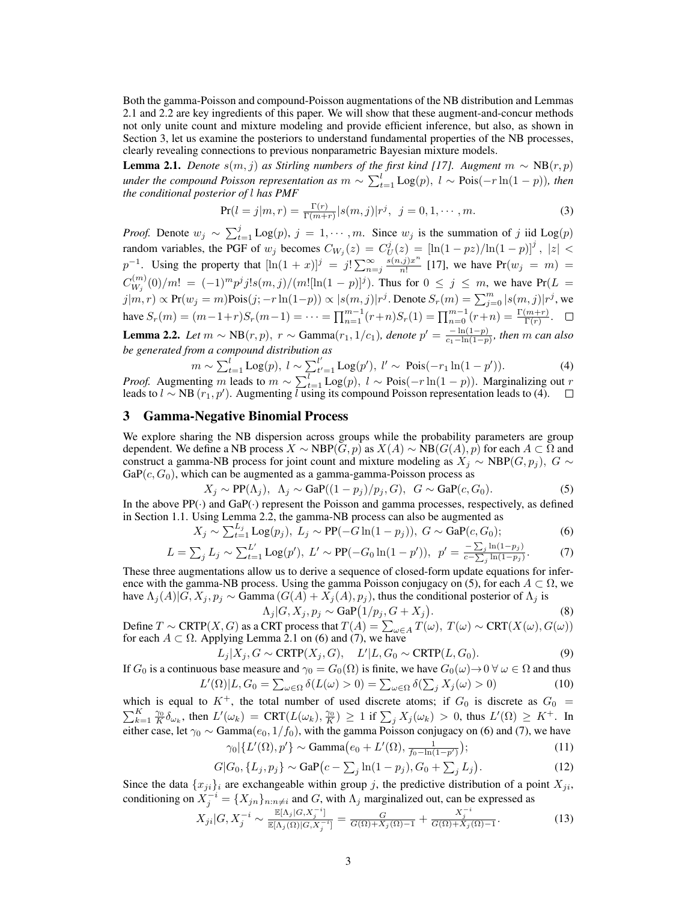Both the gamma-Poisson and compound-Poisson augmentations of the NB distribution and Lemmas 2.1 and 2.2 are key ingredients of this paper. We will show that these augment-and-concur methods not only unite count and mixture modeling and provide efficient inference, but also, as shown in Section 3, let us examine the posteriors to understand fundamental properties of the NB processes, clearly revealing connections to previous nonparametric Bayesian mixture models.

**Lemma 2.1.** *Denote $s(m, j)$ as Stirling numbers of the first kind [17]. Augment $m \sim \mathrm{NB}(r, p)$ under the compound Poisson representation as $m \sim \sum_{t=1}^{l} \mathrm{Log}(p)$, $l \sim \mathrm{Pois}(-r \ln(1-p))$, then the conditional posterior of $l$ has PMF*

$$\Pr(l = j|m, r) = \frac{\Gamma(r)}{\Gamma(m+r)} |s(m, j)| r^j, \;\; j = 0, 1, \cdots, m. \tag{3}$$

*Proof.* Denote $w_j \sim \sum_{t=1}^{j} \mathrm{Log}(p)$, $j = 1, \cdots, m$. Since $w_j$ is the summation of $j$ iid $\mathrm{Log}(p)$ random variables, the PGF of $w_j$ becomes $C_{W_j}(z) = C_U^j(z) = [\ln(1-pz)/\ln(1-p)]^j$, $|z| < p^{-1}$. Using the property that $[\ln(1+x)]^j = j! \sum_{n=j}^{\infty} \frac{s(n,j)x^n}{n!}$ [17], we have $\Pr(w_j = m) = C_{W_j}^{(m)}(0)/m! = (-1)^m p^j j! s(m,j)/(m![\ln(1-p)]^j)$. Thus for $0 \leq j \leq m$, we have $\Pr(L = j|m, r) \propto \Pr(w_j = m)\mathrm{Pois}(j; -r\ln(1-p)) \propto |s(m,j)| r^j$. Denote $S_r(m) = \sum_{j=0}^{m} |s(m,j)| r^j$, we have $S_r(m) = (m-1+r)S_r(m-1) = \cdots = \prod_{n=1}^{m-1}(r+n)S_r(1) = \prod_{n=0}^{m-1}(r+n) = \frac{\Gamma(m+r)}{\Gamma(r)}$. $\square$

**Lemma 2.2.** *Let $m \sim \mathrm{NB}(r, p)$, $r \sim \mathrm{Gamma}(r_1, 1/c_1)$, denote $p' = \frac{-\ln(1-p)}{c_1 - \ln(1-p)}$, then $m$ can also be generated from a compound distribution as*

$$m \sim \textstyle\sum_{t=1}^{l} \mathrm{Log}(p), \; l \sim \sum_{t'=1}^{l'} \mathrm{Log}(p'), \; l' \sim \; \mathrm{Pois}(-r_1 \ln(1-p')). \tag{4}$$

*Proof.* Augmenting $m$ leads to $m \sim \sum_{t=1}^{l} \mathrm{Log}(p)$, $l \sim \mathrm{Pois}(-r\ln(1-p))$. Marginalizing out $r$ leads to $l \sim \mathrm{NB}\,(r_1, p')$. Augmenting $l$ using its compound Poisson representation leads to (4). $\square$

## 3 Gamma-Negative Binomial Process

We explore sharing the NB dispersion across groups while the probability parameters are group dependent. We define a NB process $X \sim \mathrm{NBP}(G, p)$ as $X(A) \sim \mathrm{NB}(G(A), p)$ for each $A \subset \Omega$ and construct a gamma-NB process for joint count and mixture modeling as $X_j \sim \mathrm{NBP}(G, p_j)$, $G \sim \mathrm{GaP}(c, G_0)$, which can be augmented as a gamma-gamma-Poisson process as

$$X_j \sim \mathrm{PP}(\Lambda_j), \;\; \Lambda_j \sim \mathrm{GaP}((1-p_j)/p_j, G), \;\; G \sim \mathrm{GaP}(c, G_0). \tag{5}$$

In the above $\mathrm{PP}(\cdot)$ and $\mathrm{GaP}(\cdot)$ represent the Poisson and gamma processes, respectively, as defined in Section 1.1. Using Lemma 2.2, the gamma-NB process can also be augmented as

$$X_j \sim \textstyle\sum_{t=1}^{L_j} \mathrm{Log}(p_j), \; L_j \sim \mathrm{PP}(-G\ln(1-p_j)), \; G \sim \mathrm{GaP}(c, G_0); \tag{6}$$

$$L = \textstyle\sum_j L_j \sim \sum_{t=1}^{L'} \mathrm{Log}(p'), \; L' \sim \mathrm{PP}(-G_0 \ln(1-p')), \;\; p' = \frac{-\sum_j \ln(1-p_j)}{c - \sum_j \ln(1-p_j)}. \tag{7}$$

These three augmentations allow us to derive a sequence of closed-form update equations for inference with the gamma-NB process. Using the gamma Poisson conjugacy on (5), for each $A \subset \Omega$, we have $\Lambda_j(A)|G, X_j, p_j \sim \mathrm{Gamma}\left(G(A) + X_j(A), p_j\right)$, thus the conditional posterior of $\Lambda_j$ is

$$\Lambda_j|G, X_j, p_j \sim \mathrm{GaP}\big(1/p_j, G + X_j\big). \tag{8}$$

Define $T \sim \mathrm{CRTP}(X, G)$ as a CRT process that $T(A) = \sum_{\omega \in A} T(\omega)$, $T(\omega) \sim \mathrm{CRT}(X(\omega), G(\omega))$ for each $A \subset \Omega$. Applying Lemma 2.1 on (6) and (7), we have

$$L_j|X_j, G \sim \mathrm{CRTP}(X_j, G), \quad L'|L, G_0 \sim \mathrm{CRTP}(L, G_0). \tag{9}$$

If $G_0$ is a continuous base measure and $\gamma_0 = G_0(\Omega)$ is finite, we have $G_0(\omega) \to 0 \; \forall \; \omega \in \Omega$ and thus

$$L'(\Omega)|L, G_0 = \textstyle\sum_{\omega \in \Omega} \delta(L(\omega) > 0) = \sum_{\omega \in \Omega} \delta(\sum_j X_j(\omega) > 0) \tag{10}$$

which is equal to $K^+$, the total number of used discrete atoms; if $G_0$ is discrete as $G_0 = \sum_{k=1}^{K} \frac{\gamma_0}{K} \delta_{\omega_k}$, then $L'(\omega_k) = \mathrm{CRT}(L(\omega_k), \frac{\gamma_0}{K}) \geq 1$ if $\sum_j X_j(\omega_k) > 0$, thus $L'(\Omega) \geq K^+$. In either case, let $\gamma_0 \sim \mathrm{Gamma}(e_0, 1/f_0)$, with the gamma Poisson conjugacy on (6) and (7), we have

$$\gamma_0|\{L'(\Omega), p'\} \sim \mathrm{Gamma}\big(e_0 + L'(\Omega), \tfrac{1}{f_0 - \ln(1-p')}\big); \tag{11}$$

$$G|G_0, \{L_j, p_j\} \sim \mathrm{GaP}\big(c - \textstyle\sum_j \ln(1-p_j), G_0 + \sum_j L_j\big). \tag{12}$$

Since the data $\{x_{ji}\}_i$ are exchangeable within group $j$, the predictive distribution of a point $X_{ji}$, conditioning on $X_j^{-i} = \{X_{jn}\}_{n:n \neq i}$ and $G$, with $\Lambda_j$ marginalized out, can be expressed as

$$X_{ji}|G, X_j^{-i} \sim \frac{\mathbb{E}[\Lambda_j|G, X_j^{-i}]}{\mathbb{E}[\Lambda_j(\Omega)|G, X_j^{-i}]} = \frac{G}{G(\Omega) + X_j(\Omega) - 1} + \frac{X_j^{-i}}{G(\Omega) + X_j(\Omega) - 1}. \tag{13}$$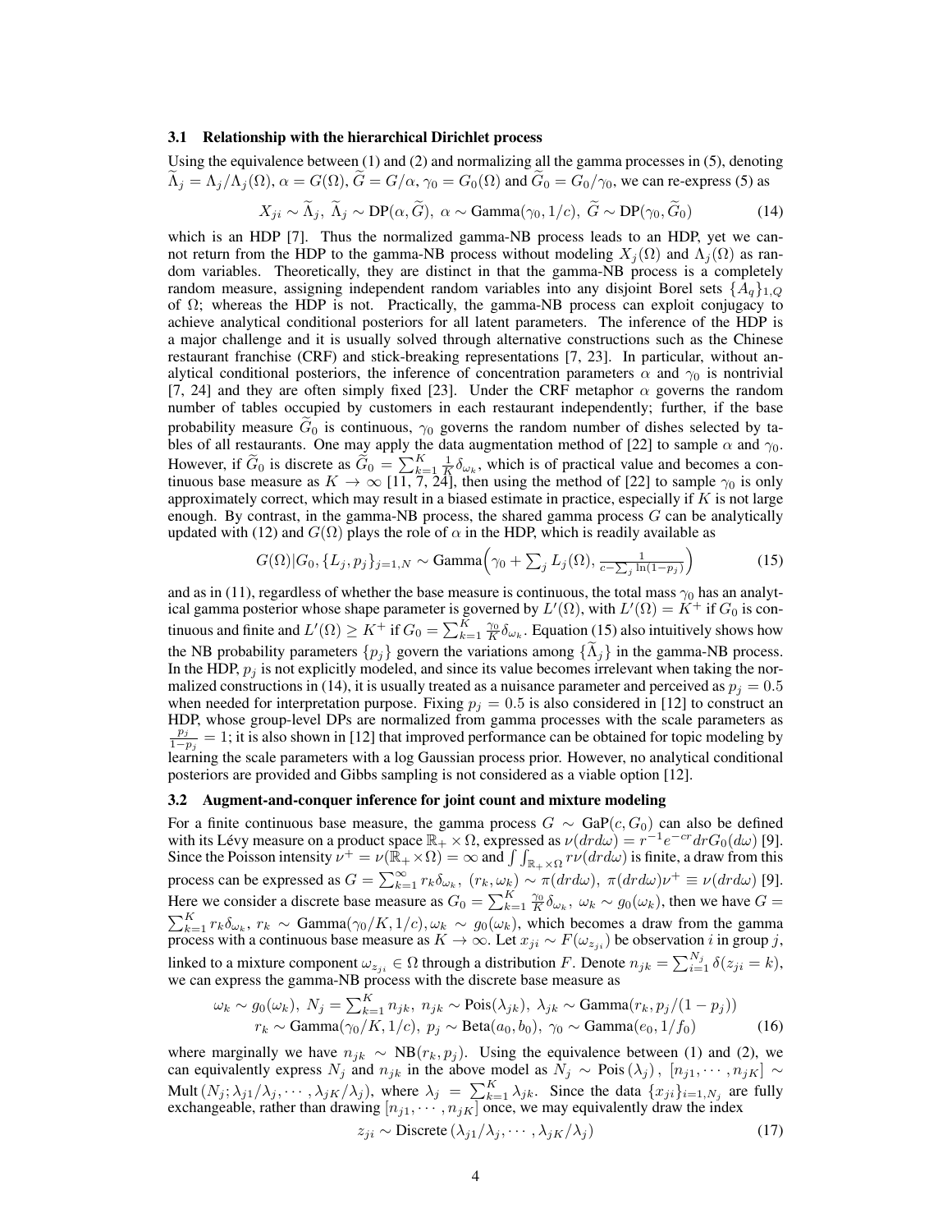### 3.1 Relationship with the hierarchical Dirichlet process

Using the equivalence between (1) and (2) and normalizing all the gamma processes in (5), denoting $\widetilde{\Lambda}_j = \Lambda_j/\Lambda_j(\Omega)$, $\alpha = G(\Omega)$, $\widetilde{G} = G/\alpha$, $\gamma_0 = G_0(\Omega)$ and $\widetilde{G}_0 = G_0/\gamma_0$, we can re-express (5) as

$$X_{ji} \sim \widetilde{\Lambda}_j,\ \widetilde{\Lambda}_j \sim \text{DP}(\alpha, \widetilde{G}),\ \alpha \sim \text{Gamma}(\gamma_0, 1/c),\ \widetilde{G} \sim \text{DP}(\gamma_0, \widetilde{G}_0) \tag{14}$$

which is an HDP [7]. Thus the normalized gamma-NB process leads to an HDP, yet we cannot return from the HDP to the gamma-NB process without modeling $X_j(\Omega)$ and $\Lambda_j(\Omega)$ as random variables. Theoretically, they are distinct in that the gamma-NB process is a completely random measure, assigning independent random variables into any disjoint Borel sets $\{A_q\}_{1,Q}$ of $\Omega$; whereas the HDP is not. Practically, the gamma-NB process can exploit conjugacy to achieve analytical conditional posteriors for all latent parameters. The inference of the HDP is a major challenge and it is usually solved through alternative constructions such as the Chinese restaurant franchise (CRF) and stick-breaking representations [7, 23]. In particular, without analytical conditional posteriors, the inference of concentration parameters $\alpha$ and $\gamma_0$ is nontrivial [7, 24] and they are often simply fixed [23]. Under the CRF metaphor $\alpha$ governs the random number of tables occupied by customers in each restaurant independently; further, if the base probability measure $\widetilde{G}_0$ is continuous, $\gamma_0$ governs the random number of dishes selected by tables of all restaurants. One may apply the data augmentation method of [22] to sample $\alpha$ and $\gamma_0$. However, if $\widetilde{G}_0$ is discrete as $\widetilde{G}_0 = \sum_{k=1}^{K} \frac{1}{K}\delta_{\omega_k}$, which is of practical value and becomes a continuous base measure as $K \to \infty$ [11, 7, 24], then using the method of [22] to sample $\gamma_0$ is only approximately correct, which may result in a biased estimate in practice, especially if $K$ is not large enough. By contrast, in the gamma-NB process, the shared gamma process $G$ can be analytically updated with (12) and $G(\Omega)$ plays the role of $\alpha$ in the HDP, which is readily available as

$$G(\Omega)|G_0, \{L_j, p_j\}_{j=1,N} \sim \text{Gamma}\Big(\gamma_0 + \textstyle\sum_j L_j(\Omega), \frac{1}{c - \sum_j \ln(1-p_j)}\Big) \tag{15}$$

and as in (11), regardless of whether the base measure is continuous, the total mass $\gamma_0$ has an analytical gamma posterior whose shape parameter is governed by $L'(\Omega)$, with $L'(\Omega) = K^+$ if $G_0$ is continuous and finite and $L'(\Omega) \geq K^+$ if $G_0 = \sum_{k=1}^{K} \frac{\gamma_0}{K}\delta_{\omega_k}$. Equation (15) also intuitively shows how the NB probability parameters $\{p_j\}$ govern the variations among $\{\widetilde{\Lambda}_j\}$ in the gamma-NB process. In the HDP, $p_j$ is not explicitly modeled, and since its value becomes irrelevant when taking the normalized constructions in (14), it is usually treated as a nuisance parameter and perceived as $p_j = 0.5$ when needed for interpretation purpose. Fixing $p_j = 0.5$ is also considered in [12] to construct an HDP, whose group-level DPs are normalized from gamma processes with the scale parameters as $\frac{p_j}{1-p_j} = 1$; it is also shown in [12] that improved performance can be obtained for topic modeling by learning the scale parameters with a log Gaussian process prior. However, no analytical conditional posteriors are provided and Gibbs sampling is not considered as a viable option [12].

### 3.2 Augment-and-conquer inference for joint count and mixture modeling

For a finite continuous base measure, the gamma process $G \sim \text{GaP}(c, G_0)$ can also be defined with its Lévy measure on a product space $\mathbb{R}_+ \times \Omega$, expressed as $\nu(drd\omega) = r^{-1}e^{-cr}drG_0(d\omega)$ [9]. Since the Poisson intensity $\nu^+ = \nu(\mathbb{R}_+ \times \Omega) = \infty$ and $\int\int_{\mathbb{R}_+ \times \Omega} r\nu(drd\omega)$ is finite, a draw from this process can be expressed as $G = \sum_{k=1}^{\infty} r_k \delta_{\omega_k},\ (r_k, \omega_k) \sim \pi(drd\omega),\ \pi(drd\omega)\nu^+ \equiv \nu(drd\omega)$ [9]. Here we consider a discrete base measure as $G_0 = \sum_{k=1}^{K} \frac{\gamma_0}{K}\delta_{\omega_k},\ \omega_k \sim g_0(\omega_k)$, then we have $G = \sum_{k=1}^{K} r_k \delta_{\omega_k},\ r_k \sim \text{Gamma}(\gamma_0/K, 1/c), \omega_k \sim g_0(\omega_k)$, which becomes a draw from the gamma process with a continuous base measure as $K \to \infty$. Let $x_{ji} \sim F(\omega_{z_{ji}})$ be observation $i$ in group $j$, linked to a mixture component $\omega_{z_{ji}} \in \Omega$ through a distribution $F$. Denote $n_{jk} = \sum_{i=1}^{N_j} \delta(z_{ji} = k)$, we can express the gamma-NB process with the discrete base measure as

$$\begin{aligned}
\omega_k \sim g_0(\omega_k),\ N_j = \textstyle\sum_{k=1}^{K} n_{jk},\ n_{jk} \sim \text{Pois}(\lambda_{jk}),\ \lambda_{jk} \sim \text{Gamma}(r_k, p_j/(1-p_j)) \\
r_k \sim \text{Gamma}(\gamma_0/K, 1/c),\ p_j \sim \text{Beta}(a_0, b_0),\ \gamma_0 \sim \text{Gamma}(e_0, 1/f_0)
\end{aligned} \tag{16}$$

where marginally we have $n_{jk} \sim \text{NB}(r_k, p_j)$. Using the equivalence between (1) and (2), we can equivalently express $N_j$ and $n_{jk}$ in the above model as $N_j \sim \text{Pois}(\lambda_j)$, $[n_{j1}, \cdots, n_{jK}] \sim \text{Mult}(N_j; \lambda_{j1}/\lambda_j, \cdots, \lambda_{jK}/\lambda_j)$, where $\lambda_j = \sum_{k=1}^{K} \lambda_{jk}$. Since the data $\{x_{ji}\}_{i=1,N_j}$ are fully exchangeable, rather than drawing $[n_{j1}, \cdots, n_{jK}]$ once, we may equivalently draw the index

$$z_{ji} \sim \text{Discrete}(\lambda_{j1}/\lambda_j, \cdots, \lambda_{jK}/\lambda_j) \tag{17}$$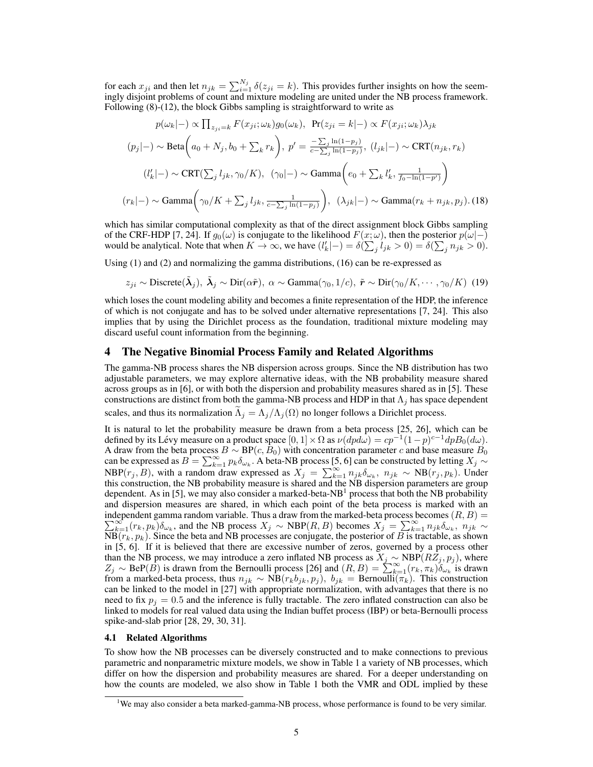for each $x_{ji}$ and then let $n_{jk} = \sum_{i=1}^{N_j} \delta(z_{ji} = k)$. This provides further insights on how the seemingly disjoint problems of count and mixture modeling are united under the NB process framework. Following (8)-(12), the block Gibbs sampling is straightforward to write as

$$
\begin{aligned}
&p(\omega_k|-) \propto \prod_{z_{ji}=k} F(x_{ji};\omega_k) g_0(\omega_k), \;\; \Pr(z_{ji}=k|-) \propto F(x_{ji};\omega_k)\lambda_{jk} \\
&(p_j|-) \sim \text{Beta}\left(a_0 + N_j, b_0 + \sum_k r_k\right),\; p' = \frac{-\sum_j \ln(1-p_j)}{c - \sum_j \ln(1-p_j)},\; (l_{jk}|-) \sim \text{CRT}(n_{jk}, r_k) \\
&(l'_k|-) \sim \text{CRT}\left(\sum_j l_{jk}, \gamma_0/K\right),\;\; (\gamma_0|-) \sim \text{Gamma}\left(e_0 + \sum_k l'_k, \frac{1}{f_0 - \ln(1-p')}\right) \\
&(r_k|-) \sim \text{Gamma}\left(\gamma_0/K + \sum_j l_{jk}, \frac{1}{c - \sum_j \ln(1-p_j)}\right),\;\; (\lambda_{jk}|-) \sim \text{Gamma}(r_k + n_{jk}, p_j). \quad (18)
\end{aligned}
$$

which has similar computational complexity as that of the direct assignment block Gibbs sampling of the CRF-HDP [7, 24]. If $g_0(\omega)$ is conjugate to the likelihood $F(x;\omega)$, then the posterior $p(\omega|-)$ would be analytical. Note that when $K \to \infty$, we have $(l'_k|-) = \delta(\sum_j l_{jk} > 0) = \delta(\sum_j n_{jk} > 0)$.

Using (1) and (2) and normalizing the gamma distributions, (16) can be re-expressed as

$$
z_{ji} \sim \text{Discrete}(\tilde{\boldsymbol{\lambda}}_j),\; \tilde{\boldsymbol{\lambda}}_j \sim \text{Dir}(\alpha \tilde{\boldsymbol{r}}),\; \alpha \sim \text{Gamma}(\gamma_0, 1/c),\; \tilde{\boldsymbol{r}} \sim \text{Dir}(\gamma_0/K, \cdots, \gamma_0/K) \quad (19)
$$

which loses the count modeling ability and becomes a finite representation of the HDP, the inference of which is not conjugate and has to be solved under alternative representations [7, 24]. This also implies that by using the Dirichlet process as the foundation, traditional mixture modeling may discard useful count information from the beginning.

## 4 The Negative Binomial Process Family and Related Algorithms

The gamma-NB process shares the NB dispersion across groups. Since the NB distribution has two adjustable parameters, we may explore alternative ideas, with the NB probability measure shared across groups as in [6], or with both the dispersion and probability measures shared as in [5]. These constructions are distinct from both the gamma-NB process and HDP in that $\Lambda_j$ has space dependent scales, and thus its normalization $\widetilde{\Lambda}_j = \Lambda_j/\Lambda_j(\Omega)$ no longer follows a Dirichlet process.

It is natural to let the probability measure be drawn from a beta process [25, 26], which can be defined by its Lévy measure on a product space $[0,1]\times\Omega$ as $\nu(dpd\omega) = cp^{-1}(1-p)^{c-1}dpB_0(d\omega)$. A draw from the beta process $B \sim \text{BP}(c, B_0)$ with concentration parameter $c$ and base measure $B_0$ can be expressed as $B = \sum_{k=1}^{\infty} p_k \delta_{\omega_k}$. A beta-NB process [5, 6] can be constructed by letting $X_j \sim \text{NBP}(r_j, B)$, with a random draw expressed as $X_j = \sum_{k=1}^{\infty} n_{jk}\delta_{\omega_k},\; n_{jk} \sim \text{NB}(r_j, p_k)$. Under this construction, the NB probability measure is shared and the NB dispersion parameters are group dependent. As in [5], we may also consider a marked-beta-NB[1] process that both the NB probability and dispersion measures are shared, in which each point of the beta process is marked with an independent gamma random variable. Thus a draw from the marked-beta process becomes $(R, B) = \sum_{k=1}^{\infty}(r_k, p_k)\delta_{\omega_k}$, and the NB process $X_j \sim \text{NBP}(R, B)$ becomes $X_j = \sum_{k=1}^{\infty} n_{jk}\delta_{\omega_k},\; n_{jk} \sim \text{NB}(r_k, p_k)$. Since the beta and NB processes are conjugate, the posterior of $B$ is tractable, as shown in [5, 6]. If it is believed that there are excessive number of zeros, governed by a process other than the NB process, we may introduce a zero inflated NB process as $X_j \sim \text{NBP}(RZ_j, p_j)$, where $Z_j \sim \text{BeP}(B)$ is drawn from the Bernoulli process [26] and $(R, B) = \sum_{k=1}^{\infty}(r_k, \pi_k)\delta_{\omega_k}$ is drawn from a marked-beta process, thus $n_{jk} \sim \text{NB}(r_k b_{jk}, p_j),\; b_{jk} = \text{Bernoulli}(\pi_k)$. This construction can be linked to the model in [27] with appropriate normalization, with advantages that there is no need to fix $p_j = 0.5$ and the inference is fully tractable. The zero inflated construction can also be linked to models for real valued data using the Indian buffet process (IBP) or beta-Bernoulli process spike-and-slab prior [28, 29, 30, 31].

### 4.1 Related Algorithms

To show how the NB processes can be diversely constructed and to make connections to previous parametric and nonparametric mixture models, we show in Table 1 a variety of NB processes, which differ on how the dispersion and probability measures are shared. For a deeper understanding on how the counts are modeled, we also show in Table 1 both the VMR and ODL implied by these

[1] We may also consider a beta marked-gamma-NB process, whose performance is found to be very similar.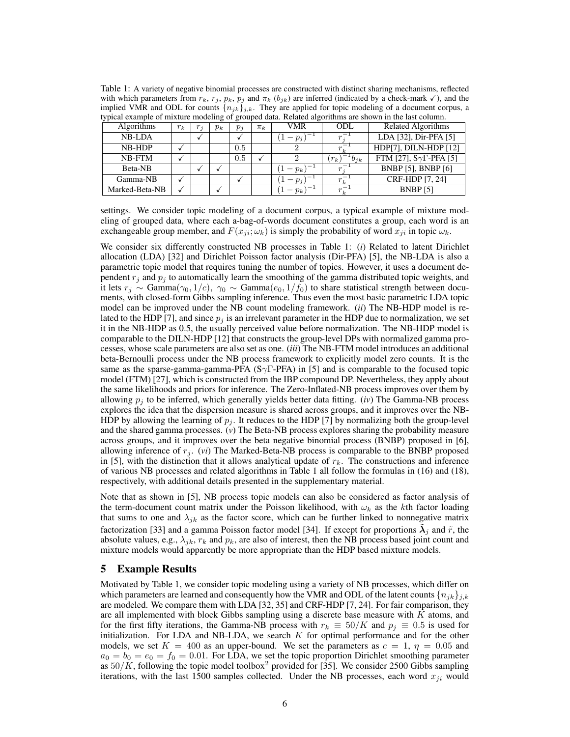Table 1: A variety of negative binomial processes are constructed with distinct sharing mechanisms, reflected with which parameters from $r_k$, $r_j$, $p_k$, $p_j$ and $\pi_k$ ($b_{jk}$) are inferred (indicated by a check-mark ✓), and the implied VMR and ODL for counts $\{n_{jk}\}_{j,k}$. They are applied for topic modeling of a document corpus, a typical example of mixture modeling of grouped data. Related algorithms are shown in the last column.

| Algorithms | $r_k$ | $r_j$ | $p_k$ | $p_j$ | $\pi_k$ | VMR | ODL | Related Algorithms |
|---|---|---|---|---|---|---|---|---|
| NB-LDA | | ✓ | | ✓ | | $(1-p_j)^{-1}$ | $r_j^{-1}$ | LDA [32], Dir-PFA [5] |
| NB-HDP | ✓ | | | 0.5 | | 2 | $r_k^{-1}$ | HDP[7], DILN-HDP [12] |
| NB-FTM | ✓ | | | 0.5 | ✓ | 2 | $(r_k)^{-1}b_{jk}$ | FTM [27], S$\gamma\Gamma$-PFA [5] |
| Beta-NB | | ✓ | ✓ | | | $(1-p_k)^{-1}$ | $r_j^{-1}$ | BNBP [5], BNBP [6] |
| Gamma-NB | ✓ | | | ✓ | | $(1-p_j)^{-1}$ | $r_k^{-1}$ | CRF-HDP [7, 24] |
| Marked-Beta-NB | ✓ | | ✓ | | | $(1-p_k)^{-1}$ | $r_k^{-1}$ | BNBP [5] |

settings. We consider topic modeling of a document corpus, a typical example of mixture modeling of grouped data, where each a-bag-of-words document constitutes a group, each word is an exchangeable group member, and $F(x_{ji};\omega_k)$ is simply the probability of word $x_{ji}$ in topic $\omega_k$.

We consider six differently constructed NB processes in Table 1: (*i*) Related to latent Dirichlet allocation (LDA) [32] and Dirichlet Poisson factor analysis (Dir-PFA) [5], the NB-LDA is also a parametric topic model that requires tuning the number of topics. However, it uses a document dependent $r_j$ and $p_j$ to automatically learn the smoothing of the gamma distributed topic weights, and it lets $r_j \sim \text{Gamma}(\gamma_0, 1/c)$, $\gamma_0 \sim \text{Gamma}(e_0, 1/f_0)$ to share statistical strength between documents, with closed-form Gibbs sampling inference. Thus even the most basic parametric LDA topic model can be improved under the NB count modeling framework. (*ii*) The NB-HDP model is related to the HDP [7], and since $p_j$ is an irrelevant parameter in the HDP due to normalization, we set it in the NB-HDP as 0.5, the usually perceived value before normalization. The NB-HDP model is comparable to the DILN-HDP [12] that constructs the group-level DPs with normalized gamma processes, whose scale parameters are also set as one. (*iii*) The NB-FTM model introduces an additional beta-Bernoulli process under the NB process framework to explicitly model zero counts. It is the same as the sparse-gamma-gamma-PFA (S$\gamma\Gamma$-PFA) in [5] and is comparable to the focused topic model (FTM) [27], which is constructed from the IBP compound DP. Nevertheless, they apply about the same likelihoods and priors for inference. The Zero-Inflated-NB process improves over them by allowing $p_j$ to be inferred, which generally yields better data fitting. (*iv*) The Gamma-NB process explores the idea that the dispersion measure is shared across groups, and it improves over the NB-HDP by allowing the learning of $p_j$. It reduces to the HDP [7] by normalizing both the group-level and the shared gamma processes. (*v*) The Beta-NB process explores sharing the probability measure across groups, and it improves over the beta negative binomial process (BNBP) proposed in [6], allowing inference of $r_j$. (*vi*) The Marked-Beta-NB process is comparable to the BNBP proposed in [5], with the distinction that it allows analytical update of $r_k$. The constructions and inference of various NB processes and related algorithms in Table 1 all follow the formulas in (16) and (18), respectively, with additional details presented in the supplementary material.

Note that as shown in [5], NB process topic models can also be considered as factor analysis of the term-document count matrix under the Poisson likelihood, with $\omega_k$ as the $k$th factor loading that sums to one and $\lambda_{jk}$ as the factor score, which can be further linked to nonnegative matrix factorization [33] and a gamma Poisson factor model [34]. If except for proportions $\tilde{\boldsymbol{\lambda}}_j$ and $\tilde{r}$, the absolute values, e.g., $\lambda_{jk}$, $r_k$ and $p_k$, are also of interest, then the NB process based joint count and mixture models would apparently be more appropriate than the HDP based mixture models.

## 5 Example Results

Motivated by Table 1, we consider topic modeling using a variety of NB processes, which differ on which parameters are learned and consequently how the VMR and ODL of the latent counts $\{n_{jk}\}_{j,k}$ are modeled. We compare them with LDA [32, 35] and CRF-HDP [7, 24]. For fair comparison, they are all implemented with block Gibbs sampling using a discrete base measure with $K$ atoms, and for the first fifty iterations, the Gamma-NB process with $r_k \equiv 50/K$ and $p_j \equiv 0.5$ is used for initialization. For LDA and NB-LDA, we search $K$ for optimal performance and for the other models, we set $K = 400$ as an upper-bound. We set the parameters as $c = 1$, $\eta = 0.05$ and $a_0 = b_0 = e_0 = f_0 = 0.01$. For LDA, we set the topic proportion Dirichlet smoothing parameter as $50/K$, following the topic model toolbox[2] provided for [35]. We consider 2500 Gibbs sampling iterations, with the last 1500 samples collected. Under the NB processes, each word $x_{ji}$ would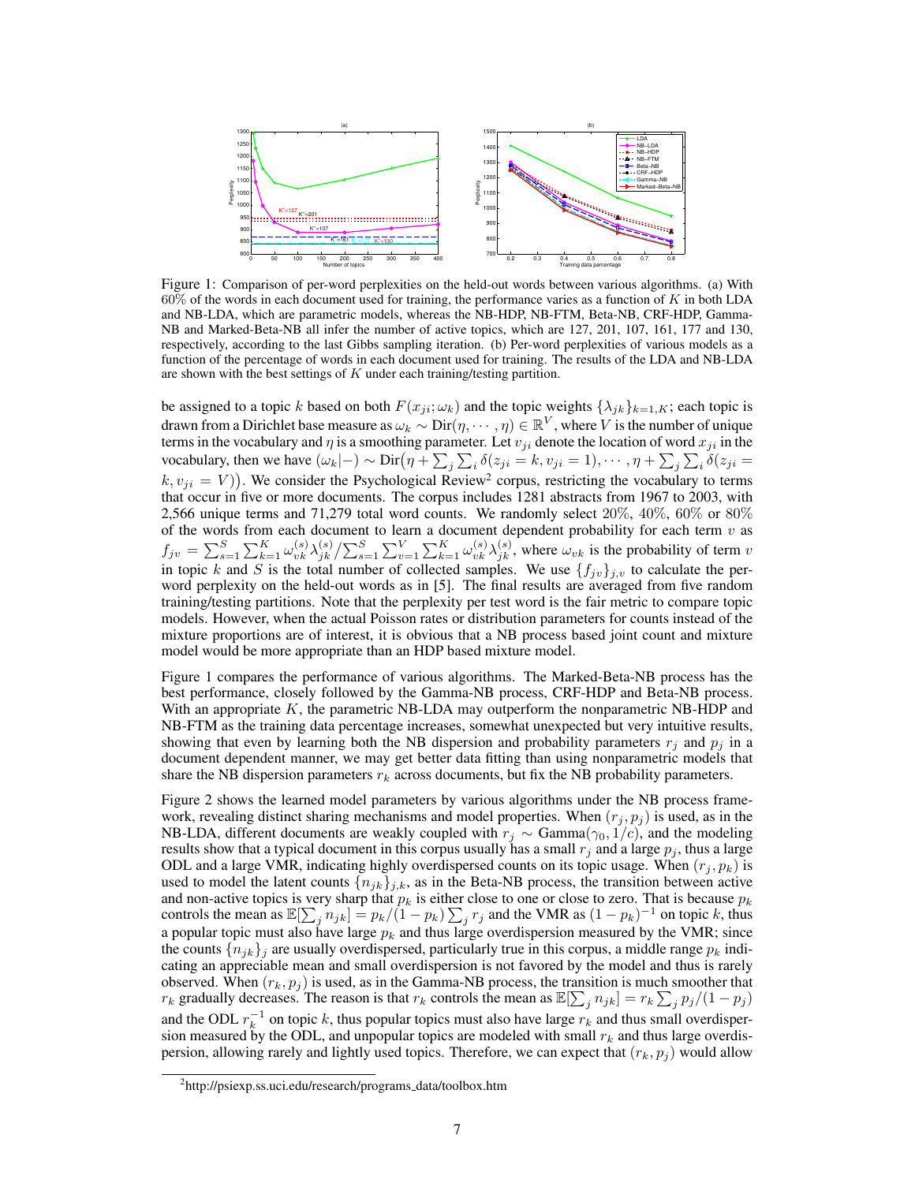Figure 1: Comparison of per-word perplexities on the held-out words between various algorithms. (a) With 60% of the words in each document used for training, the performance varies as a function of $K$ in both LDA and NB-LDA, which are parametric models, whereas the NB-HDP, NB-FTM, Beta-NB, CRF-HDP, Gamma-NB and Marked-Beta-NB all infer the number of active topics, which are 127, 201, 107, 161, 177 and 130, respectively, according to the last Gibbs sampling iteration. (b) Per-word perplexities of various models as a function of the percentage of words in each document used for training. The results of the LDA and NB-LDA are shown with the best settings of $K$ under each training/testing partition.

be assigned to a topic $k$ based on both $F(x_{ji}; \omega_k)$ and the topic weights $\{\lambda_{jk}\}_{k=1,K}$; each topic is drawn from a Dirichlet base measure as $\omega_k \sim \text{Dir}(\eta, \cdots, \eta) \in \mathbb{R}^V$, where $V$ is the number of unique terms in the vocabulary and $\eta$ is a smoothing parameter. Let $v_{ji}$ denote the location of word $x_{ji}$ in the vocabulary, then we have $(\omega_k|-) \sim \text{Dir}\big(\eta + \sum_j \sum_i \delta(z_{ji} = k, v_{ji} = 1), \cdots, \eta + \sum_j \sum_i \delta(z_{ji} = k, v_{ji} = V)\big)$. We consider the Psychological Review[2] corpus, restricting the vocabulary to terms that occur in five or more documents. The corpus includes 1281 abstracts from 1967 to 2003, with 2,566 unique terms and 71,279 total word counts. We randomly select 20%, 40%, 60% or 80% of the words from each document to learn a document dependent probability for each term $v$ as $f_{jv} = \sum_{s=1}^S \sum_{k=1}^K \omega_{vk}^{(s)} \lambda_{jk}^{(s)} / \sum_{s=1}^S \sum_{v=1}^V \sum_{k=1}^K \omega_{vk}^{(s)} \lambda_{jk}^{(s)}$, where $\omega_{vk}$ is the probability of term $v$ in topic $k$ and $S$ is the total number of collected samples. We use $\{f_{jv}\}_{j,v}$ to calculate the per-word perplexity on the held-out words as in [5]. The final results are averaged from five random training/testing partitions. Note that the perplexity per test word is the fair metric to compare topic models. However, when the actual Poisson rates or distribution parameters for counts instead of the mixture proportions are of interest, it is obvious that a NB process based joint count and mixture model would be more appropriate than an HDP based mixture model.

Figure 1 compares the performance of various algorithms. The Marked-Beta-NB process has the best performance, closely followed by the Gamma-NB process, CRF-HDP and Beta-NB process. With an appropriate $K$, the parametric NB-LDA may outperform the nonparametric NB-HDP and NB-FTM as the training data percentage increases, somewhat unexpected but very intuitive results, showing that even by learning both the NB dispersion and probability parameters $r_j$ and $p_j$ in a document dependent manner, we may get better data fitting than using nonparametric models that share the NB dispersion parameters $r_k$ across documents, but fix the NB probability parameters.

Figure 2 shows the learned model parameters by various algorithms under the NB process framework, revealing distinct sharing mechanisms and model properties. When $(r_j, p_j)$ is used, as in the NB-LDA, different documents are weakly coupled with $r_j \sim \text{Gamma}(\gamma_0, 1/c)$, and the modeling results show that a typical document in this corpus usually has a small $r_j$ and a large $p_j$, thus a large ODL and a large VMR, indicating highly overdispersed counts on its topic usage. When $(r_j, p_k)$ is used to model the latent counts $\{n_{jk}\}_{j,k}$, as in the Beta-NB process, the transition between active and non-active topics is very sharp that $p_k$ is either close to one or close to zero. That is because $p_k$ controls the mean as $\mathbb{E}[\sum_j n_{jk}] = p_k/(1-p_k)\sum_j r_j$ and the VMR as $(1-p_k)^{-1}$ on topic $k$, thus a popular topic must also have large $p_k$ and thus large overdispersion measured by the VMR; since the counts $\{n_{jk}\}_j$ are usually overdispersed, particularly true in this corpus, a middle range $p_k$ indicating an appreciable mean and small overdispersion is not favored by the model and thus is rarely observed. When $(r_k, p_j)$ is used, as in the Gamma-NB process, the transition is much smoother that $r_k$ gradually decreases. The reason is that $r_k$ controls the mean as $\mathbb{E}[\sum_j n_{jk}] = r_k \sum_j p_j/(1-p_j)$ and the ODL $r_k^{-1}$ on topic $k$, thus popular topics must also have large $r_k$ and thus small overdispersion measured by the ODL, and unpopular topics are modeled with small $r_k$ and thus large overdispersion, allowing rarely and lightly used topics. Therefore, we can expect that $(r_k, p_j)$ would allow

[2] http://psiexp.ss.uci.edu/research/programs_data/toolbox.htm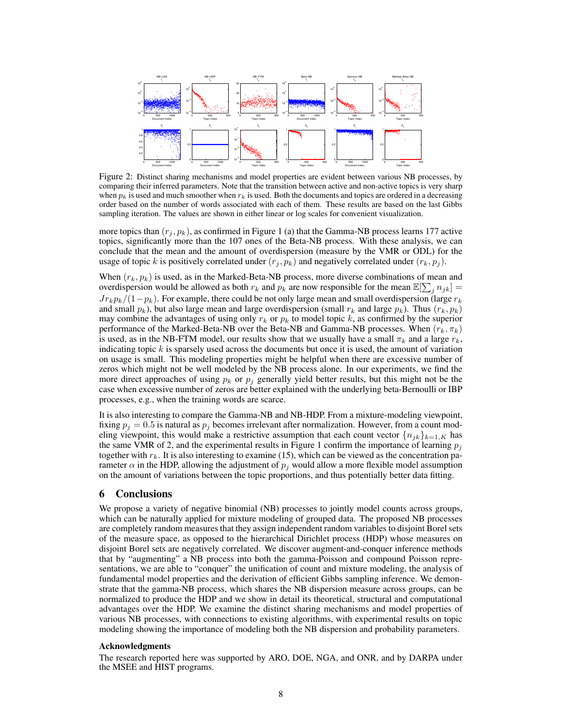Figure 2: Distinct sharing mechanisms and model properties are evident between various NB processes, by comparing their inferred parameters. Note that the transition between active and non-active topics is very sharp when $p_k$ is used and much smoother when $r_k$ is used. Both the documents and topics are ordered in a decreasing order based on the number of words associated with each of them. These results are based on the last Gibbs sampling iteration. The values are shown in either linear or log scales for convenient visualization.

more topics than $(r_j, p_k)$, as confirmed in Figure 1 (a) that the Gamma-NB process learns 177 active topics, significantly more than the 107 ones of the Beta-NB process. With these analysis, we can conclude that the mean and the amount of overdispersion (measure by the VMR or ODL) for the usage of topic $k$ is positively correlated under $(r_j, p_k)$ and negatively correlated under $(r_k, p_j)$.

When $(r_k, p_k)$ is used, as in the Marked-Beta-NB process, more diverse combinations of mean and overdispersion would be allowed as both $r_k$ and $p_k$ are now responsible for the mean $\mathbb{E}[\sum_j n_{jk}] = Jr_k p_k/(1-p_k)$. For example, there could be not only large mean and small overdispersion (large $r_k$ and small $p_k$), but also large mean and large overdispersion (small $r_k$ and large $p_k$). Thus $(r_k, p_k)$ may combine the advantages of using only $r_k$ or $p_k$ to model topic $k$, as confirmed by the superior performance of the Marked-Beta-NB over the Beta-NB and Gamma-NB processes. When $(r_k, \pi_k)$ is used, as in the NB-FTM model, our results show that we usually have a small $\pi_k$ and a large $r_k$, indicating topic $k$ is sparsely used across the documents but once it is used, the amount of variation on usage is small. This modeling properties might be helpful when there are excessive number of zeros which might not be well modeled by the NB process alone. In our experiments, we find the more direct approaches of using $p_k$ or $p_j$ generally yield better results, but this might not be the case when excessive number of zeros are better explained with the underlying beta-Bernoulli or IBP processes, e.g., when the training words are scarce.

It is also interesting to compare the Gamma-NB and NB-HDP. From a mixture-modeling viewpoint, fixing $p_j = 0.5$ is natural as $p_j$ becomes irrelevant after normalization. However, from a count modeling viewpoint, this would make a restrictive assumption that each count vector $\{n_{jk}\}_{k=1,K}$ has the same VMR of 2, and the experimental results in Figure 1 confirm the importance of learning $p_j$ together with $r_k$. It is also interesting to examine (15), which can be viewed as the concentration parameter $\alpha$ in the HDP, allowing the adjustment of $p_j$ would allow a more flexible model assumption on the amount of variations between the topic proportions, and thus potentially better data fitting.

## 6 Conclusions

We propose a variety of negative binomial (NB) processes to jointly model counts across groups, which can be naturally applied for mixture modeling of grouped data. The proposed NB processes are completely random measures that they assign independent random variables to disjoint Borel sets of the measure space, as opposed to the hierarchical Dirichlet process (HDP) whose measures on disjoint Borel sets are negatively correlated. We discover augment-and-conquer inference methods that by "augmenting" a NB process into both the gamma-Poisson and compound Poisson representations, we are able to "conquer" the unification of count and mixture modeling, the analysis of fundamental model properties and the derivation of efficient Gibbs sampling inference. We demonstrate that the gamma-NB process, which shares the NB dispersion measure across groups, can be normalized to produce the HDP and we show in detail its theoretical, structural and computational advantages over the HDP. We examine the distinct sharing mechanisms and model properties of various NB processes, with connections to existing algorithms, with experimental results on topic modeling showing the importance of modeling both the NB dispersion and probability parameters.

### Acknowledgments

The research reported here was supported by ARO, DOE, NGA, and ONR, and by DARPA under the MSEE and HIST programs.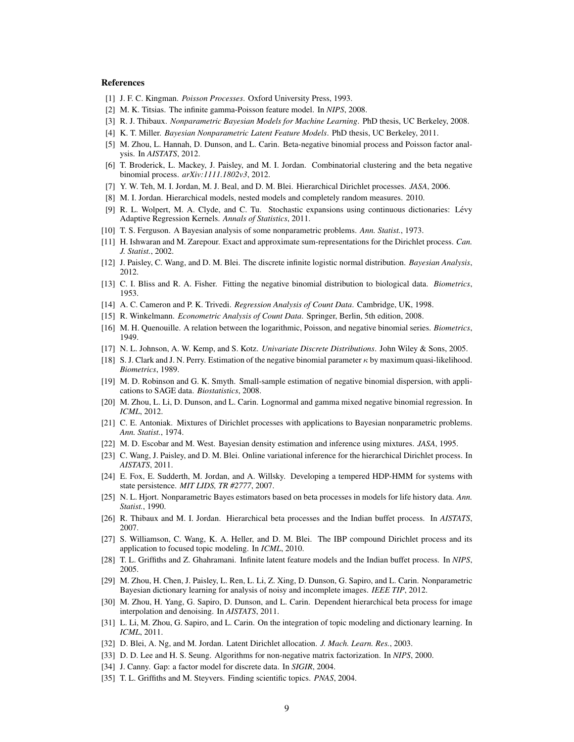# References

[1] J. F. C. Kingman. *Poisson Processes*. Oxford University Press, 1993.

[2] M. K. Titsias. The infinite gamma-Poisson feature model. In *NIPS*, 2008.

[3] R. J. Thibaux. *Nonparametric Bayesian Models for Machine Learning*. PhD thesis, UC Berkeley, 2008.

[4] K. T. Miller. *Bayesian Nonparametric Latent Feature Models*. PhD thesis, UC Berkeley, 2011.

[5] M. Zhou, L. Hannah, D. Dunson, and L. Carin. Beta-negative binomial process and Poisson factor analysis. In *AISTATS*, 2012.

[6] T. Broderick, L. Mackey, J. Paisley, and M. I. Jordan. Combinatorial clustering and the beta negative binomial process. *arXiv:1111.1802v3*, 2012.

[7] Y. W. Teh, M. I. Jordan, M. J. Beal, and D. M. Blei. Hierarchical Dirichlet processes. *JASA*, 2006.

[8] M. I. Jordan. Hierarchical models, nested models and completely random measures. 2010.

[9] R. L. Wolpert, M. A. Clyde, and C. Tu. Stochastic expansions using continuous dictionaries: Lévy Adaptive Regression Kernels. *Annals of Statistics*, 2011.

[10] T. S. Ferguson. A Bayesian analysis of some nonparametric problems. *Ann. Statist.*, 1973.

[11] H. Ishwaran and M. Zarepour. Exact and approximate sum-representations for the Dirichlet process. *Can. J. Statist.*, 2002.

[12] J. Paisley, C. Wang, and D. M. Blei. The discrete infinite logistic normal distribution. *Bayesian Analysis*, 2012.

[13] C. I. Bliss and R. A. Fisher. Fitting the negative binomial distribution to biological data. *Biometrics*, 1953.

[14] A. C. Cameron and P. K. Trivedi. *Regression Analysis of Count Data*. Cambridge, UK, 1998.

[15] R. Winkelmann. *Econometric Analysis of Count Data*. Springer, Berlin, 5th edition, 2008.

[16] M. H. Quenouille. A relation between the logarithmic, Poisson, and negative binomial series. *Biometrics*, 1949.

[17] N. L. Johnson, A. W. Kemp, and S. Kotz. *Univariate Discrete Distributions*. John Wiley & Sons, 2005.

[18] S. J. Clark and J. N. Perry. Estimation of the negative binomial parameter $\kappa$ by maximum quasi-likelihood. *Biometrics*, 1989.

[19] M. D. Robinson and G. K. Smyth. Small-sample estimation of negative binomial dispersion, with applications to SAGE data. *Biostatistics*, 2008.

[20] M. Zhou, L. Li, D. Dunson, and L. Carin. Lognormal and gamma mixed negative binomial regression. In *ICML*, 2012.

[21] C. E. Antoniak. Mixtures of Dirichlet processes with applications to Bayesian nonparametric problems. *Ann. Statist.*, 1974.

[22] M. D. Escobar and M. West. Bayesian density estimation and inference using mixtures. *JASA*, 1995.

[23] C. Wang, J. Paisley, and D. M. Blei. Online variational inference for the hierarchical Dirichlet process. In *AISTATS*, 2011.

[24] E. Fox, E. Sudderth, M. Jordan, and A. Willsky. Developing a tempered HDP-HMM for systems with state persistence. *MIT LIDS, TR #2777*, 2007.

[25] N. L. Hjort. Nonparametric Bayes estimators based on beta processes in models for life history data. *Ann. Statist.*, 1990.

[26] R. Thibaux and M. I. Jordan. Hierarchical beta processes and the Indian buffet process. In *AISTATS*, 2007.

[27] S. Williamson, C. Wang, K. A. Heller, and D. M. Blei. The IBP compound Dirichlet process and its application to focused topic modeling. In *ICML*, 2010.

[28] T. L. Griffiths and Z. Ghahramani. Infinite latent feature models and the Indian buffet process. In *NIPS*, 2005.

[29] M. Zhou, H. Chen, J. Paisley, L. Ren, L. Li, Z. Xing, D. Dunson, G. Sapiro, and L. Carin. Nonparametric Bayesian dictionary learning for analysis of noisy and incomplete images. *IEEE TIP*, 2012.

[30] M. Zhou, H. Yang, G. Sapiro, D. Dunson, and L. Carin. Dependent hierarchical beta process for image interpolation and denoising. In *AISTATS*, 2011.

[31] L. Li, M. Zhou, G. Sapiro, and L. Carin. On the integration of topic modeling and dictionary learning. In *ICML*, 2011.

[32] D. Blei, A. Ng, and M. Jordan. Latent Dirichlet allocation. *J. Mach. Learn. Res.*, 2003.

[33] D. D. Lee and H. S. Seung. Algorithms for non-negative matrix factorization. In *NIPS*, 2000.

[34] J. Canny. Gap: a factor model for discrete data. In *SIGIR*, 2004.

[35] T. L. Griffiths and M. Steyvers. Finding scientific topics. *PNAS*, 2004.